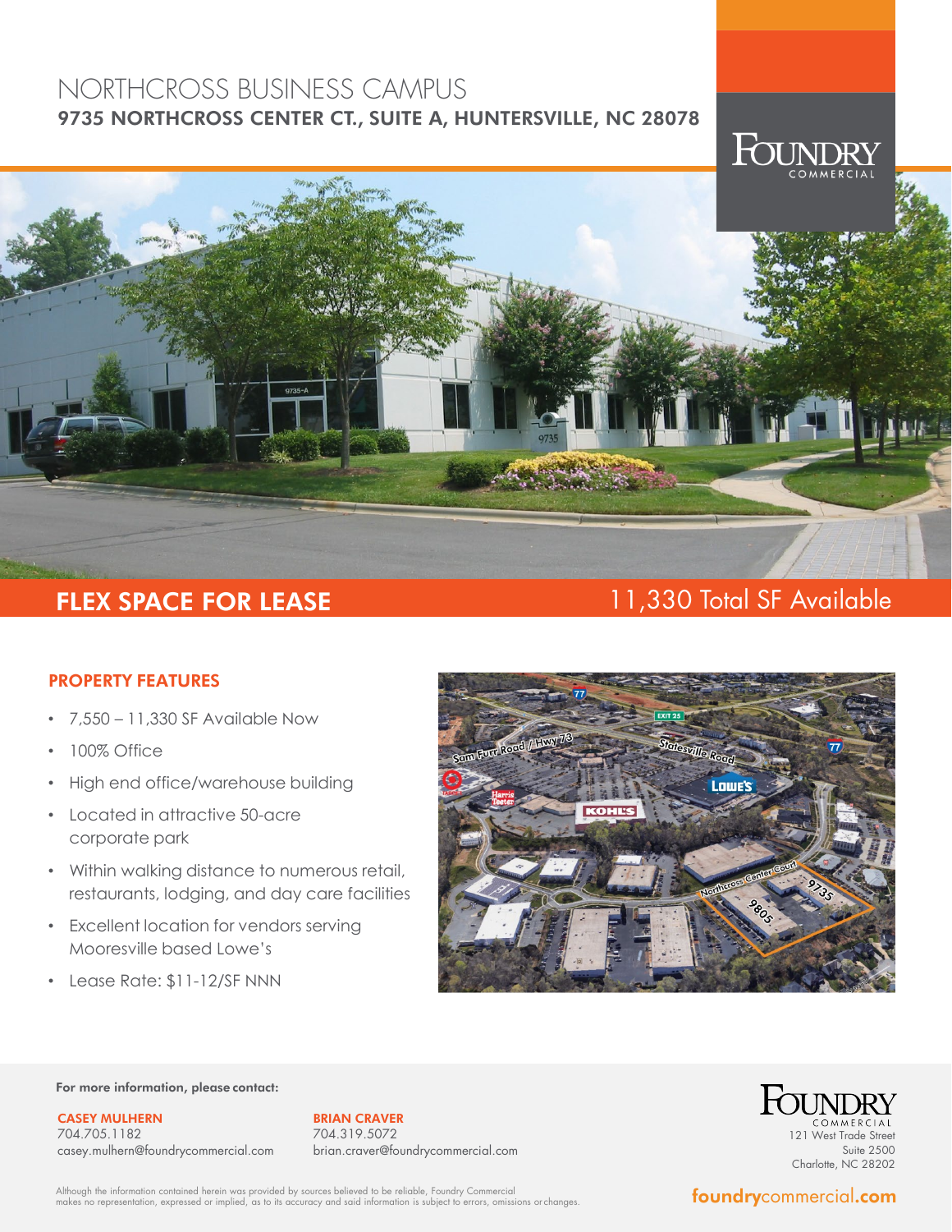# NORTHCROSS BUSINESS CAMPUS

## 9735 NORTHCROSS CENTER CT., SUITE A, HUNTERSVILLE, NC 28078

FOUNDRY COMMERCIAL

## FLEX SPACE FOR LEASE

11,330 Total SF Available

### PROPERTY FEATURES

- 7,550 – 11,330 SF Available Now
- 100% Office
- High end office/warehouse building
- Located in attractive 50-acre corporate park
- Within walking distance to numerous retail, restaurants, lodging, and day care facilities
- Excellent location for vendors serving Mooresville based Lowe's
- Lease Rate: $11-12/SF NNN

**For more information, please contact:**

**CASEY MULHERN**
704.705.1182
casey.mulhern@foundrycommercial.com

**BRIAN CRAVER**
704.319.5072
brian.craver@foundrycommercial.com

FOUNDRY COMMERCIAL
121 West Trade Street
Suite 2500
Charlotte, NC 28202

Although the information contained herein was provided by sources believed to be reliable, Foundry Commercial makes no representation, expressed or implied, as to its accuracy and said information is subject to errors, omissions or changes.

**foundry**commercial**.com**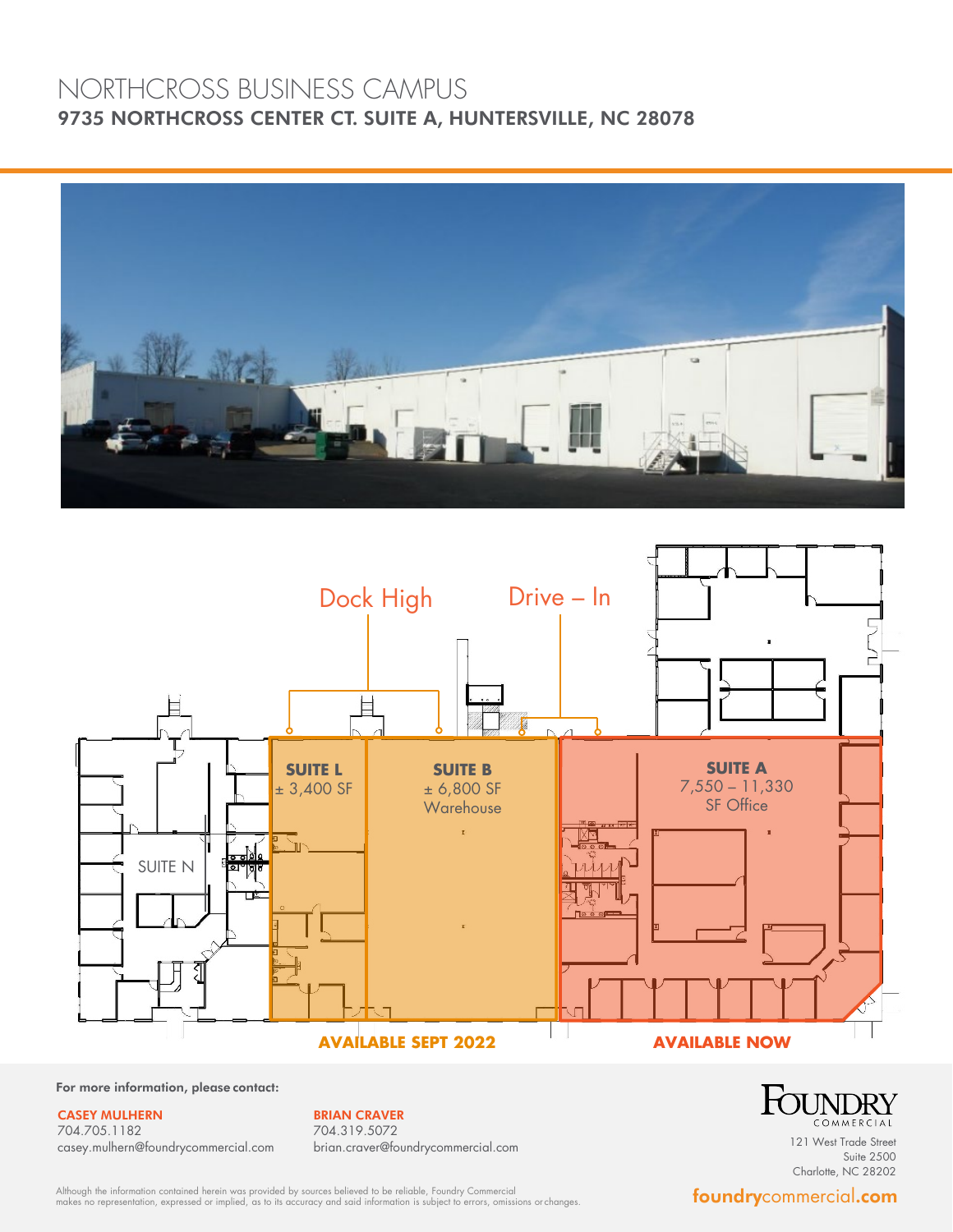# NORTHCROSS BUSINESS CAMPUS

## 9735 NORTHCROSS CENTER CT. SUITE A, HUNTERSVILLE, NC 28078

Dock High

Drive – In

**SUITE L**
± 3,400 SF

**SUITE B**
± 6,800 SF
Warehouse

**SUITE A**
7,550 – 11,330
SF Office

SUITE N

**AVAILABLE SEPT 2022**

**AVAILABLE NOW**

**For more information, please contact:**

**CASEY MULHERN**
704.705.1182
casey.mulhern@foundrycommercial.com

**BRIAN CRAVER**
704.319.5072
brian.craver@foundrycommercial.com

FOUNDRY COMMERCIAL
121 West Trade Street
Suite 2500
Charlotte, NC 28202

Although the information contained herein was provided by sources believed to be reliable, Foundry Commercial makes no representation, expressed or implied, as to its accuracy and said information is subject to errors, omissions or changes.

**foundry**commercial**.com**